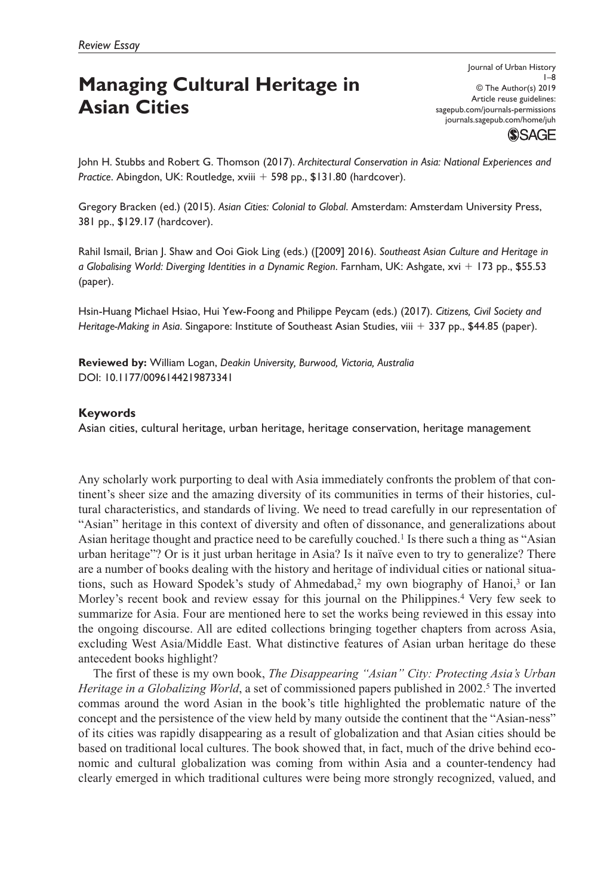*Review Essay*

# Managing Cultural Heritage in Asian Cities

Journal of Urban History
© The Author(s) 2019
Article reuse guidelines:
sagepub.com/journals-permissions
journals.sagepub.com/home/juh

John H. Stubbs and Robert G. Thomson (2017). *Architectural Conservation in Asia: National Experiences and Practice*. Abingdon, UK: Routledge, xviii + 598 pp., $131.80 (hardcover).

Gregory Bracken (ed.) (2015). *Asian Cities: Colonial to Global*. Amsterdam: Amsterdam University Press, 381 pp., $129.17 (hardcover).

Rahil Ismail, Brian J. Shaw and Ooi Giok Ling (eds.) ([2009] 2016). *Southeast Asian Culture and Heritage in a Globalising World: Diverging Identities in a Dynamic Region*. Farnham, UK: Ashgate, xvi + 173 pp., $55.53 (paper).

Hsin-Huang Michael Hsiao, Hui Yew-Foong and Philippe Peycam (eds.) (2017). *Citizens, Civil Society and Heritage-Making in Asia*. Singapore: Institute of Southeast Asian Studies, viii + 337 pp., $44.85 (paper).

**Reviewed by:** William Logan, *Deakin University, Burwood, Victoria, Australia*
DOI: 10.1177/0096144219873341

**Keywords**
Asian cities, cultural heritage, urban heritage, heritage conservation, heritage management

Any scholarly work purporting to deal with Asia immediately confronts the problem of that continent's sheer size and the amazing diversity of its communities in terms of their histories, cultural characteristics, and standards of living. We need to tread carefully in our representation of "Asian" heritage in this context of diversity and often of dissonance, and generalizations about Asian heritage thought and practice need to be carefully couched.[1] Is there such a thing as "Asian urban heritage"? Or is it just urban heritage in Asia? Is it naïve even to try to generalize? There are a number of books dealing with the history and heritage of individual cities or national situations, such as Howard Spodek's study of Ahmedabad,[2] my own biography of Hanoi,[3] or Ian Morley's recent book and review essay for this journal on the Philippines.[4] Very few seek to summarize for Asia. Four are mentioned here to set the works being reviewed in this essay into the ongoing discourse. All are edited collections bringing together chapters from across Asia, excluding West Asia/Middle East. What distinctive features of Asian urban heritage do these antecedent books highlight?

The first of these is my own book, *The Disappearing "Asian" City: Protecting Asia's Urban Heritage in a Globalizing World*, a set of commissioned papers published in 2002.[5] The inverted commas around the word Asian in the book's title highlighted the problematic nature of the concept and the persistence of the view held by many outside the continent that the "Asian-ness" of its cities was rapidly disappearing as a result of globalization and that Asian cities should be based on traditional local cultures. The book showed that, in fact, much of the drive behind economic and cultural globalization was coming from within Asia and a counter-tendency had clearly emerged in which traditional cultures were being more strongly recognized, valued, and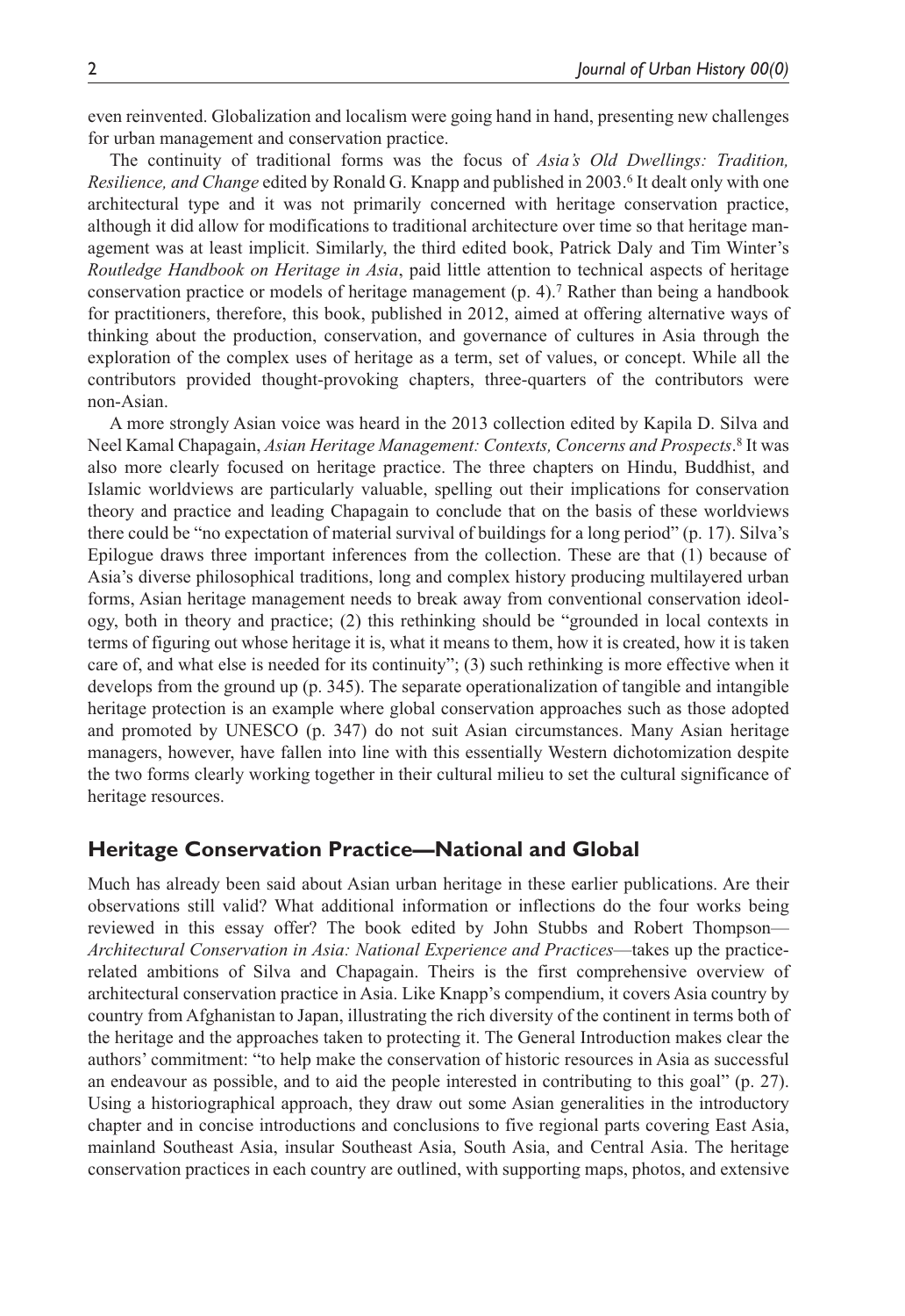even reinvented. Globalization and localism were going hand in hand, presenting new challenges for urban management and conservation practice.

The continuity of traditional forms was the focus of *Asia's Old Dwellings: Tradition, Resilience, and Change* edited by Ronald G. Knapp and published in 2003.[6] It dealt only with one architectural type and it was not primarily concerned with heritage conservation practice, although it did allow for modifications to traditional architecture over time so that heritage management was at least implicit. Similarly, the third edited book, Patrick Daly and Tim Winter's *Routledge Handbook on Heritage in Asia*, paid little attention to technical aspects of heritage conservation practice or models of heritage management (p. 4).[7] Rather than being a handbook for practitioners, therefore, this book, published in 2012, aimed at offering alternative ways of thinking about the production, conservation, and governance of cultures in Asia through the exploration of the complex uses of heritage as a term, set of values, or concept. While all the contributors provided thought-provoking chapters, three-quarters of the contributors were non-Asian.

A more strongly Asian voice was heard in the 2013 collection edited by Kapila D. Silva and Neel Kamal Chapagain, *Asian Heritage Management: Contexts, Concerns and Prospects*.[8] It was also more clearly focused on heritage practice. The three chapters on Hindu, Buddhist, and Islamic worldviews are particularly valuable, spelling out their implications for conservation theory and practice and leading Chapagain to conclude that on the basis of these worldviews there could be "no expectation of material survival of buildings for a long period" (p. 17). Silva's Epilogue draws three important inferences from the collection. These are that (1) because of Asia's diverse philosophical traditions, long and complex history producing multilayered urban forms, Asian heritage management needs to break away from conventional conservation ideology, both in theory and practice; (2) this rethinking should be "grounded in local contexts in terms of figuring out whose heritage it is, what it means to them, how it is created, how it is taken care of, and what else is needed for its continuity"; (3) such rethinking is more effective when it develops from the ground up (p. 345). The separate operationalization of tangible and intangible heritage protection is an example where global conservation approaches such as those adopted and promoted by UNESCO (p. 347) do not suit Asian circumstances. Many Asian heritage managers, however, have fallen into line with this essentially Western dichotomization despite the two forms clearly working together in their cultural milieu to set the cultural significance of heritage resources.

## Heritage Conservation Practice—National and Global

Much has already been said about Asian urban heritage in these earlier publications. Are their observations still valid? What additional information or inflections do the four works being reviewed in this essay offer? The book edited by John Stubbs and Robert Thompson—*Architectural Conservation in Asia: National Experience and Practices*—takes up the practice-related ambitions of Silva and Chapagain. Theirs is the first comprehensive overview of architectural conservation practice in Asia. Like Knapp's compendium, it covers Asia country by country from Afghanistan to Japan, illustrating the rich diversity of the continent in terms both of the heritage and the approaches taken to protecting it. The General Introduction makes clear the authors' commitment: "to help make the conservation of historic resources in Asia as successful an endeavour as possible, and to aid the people interested in contributing to this goal" (p. 27). Using a historiographical approach, they draw out some Asian generalities in the introductory chapter and in concise introductions and conclusions to five regional parts covering East Asia, mainland Southeast Asia, insular Southeast Asia, South Asia, and Central Asia. The heritage conservation practices in each country are outlined, with supporting maps, photos, and extensive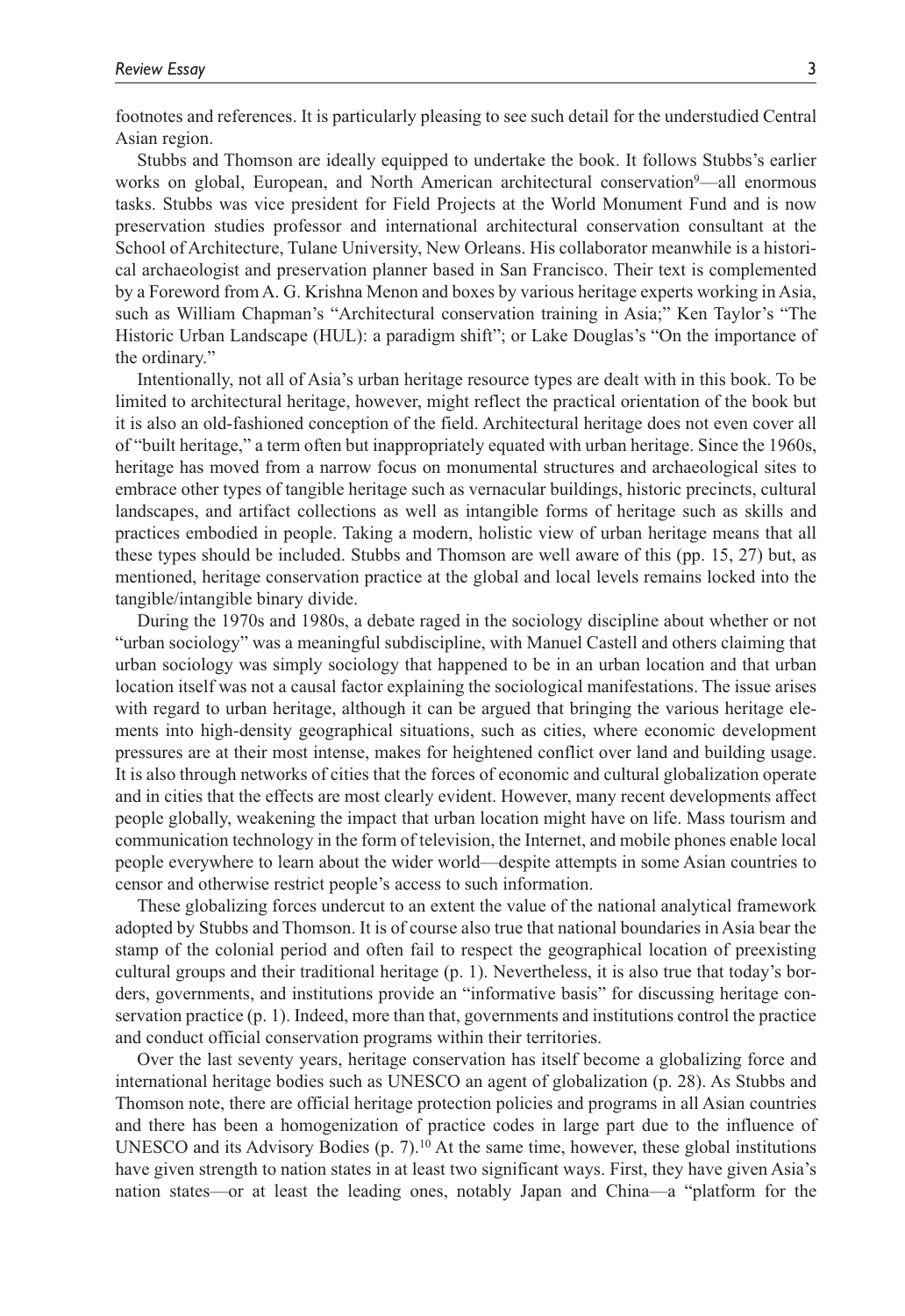footnotes and references. It is particularly pleasing to see such detail for the understudied Central Asian region.

Stubbs and Thomson are ideally equipped to undertake the book. It follows Stubbs's earlier works on global, European, and North American architectural conservation[9]—all enormous tasks. Stubbs was vice president for Field Projects at the World Monument Fund and is now preservation studies professor and international architectural conservation consultant at the School of Architecture, Tulane University, New Orleans. His collaborator meanwhile is a historical archaeologist and preservation planner based in San Francisco. Their text is complemented by a Foreword from A. G. Krishna Menon and boxes by various heritage experts working in Asia, such as William Chapman's "Architectural conservation training in Asia;" Ken Taylor's "The Historic Urban Landscape (HUL): a paradigm shift"; or Lake Douglas's "On the importance of the ordinary."

Intentionally, not all of Asia's urban heritage resource types are dealt with in this book. To be limited to architectural heritage, however, might reflect the practical orientation of the book but it is also an old-fashioned conception of the field. Architectural heritage does not even cover all of "built heritage," a term often but inappropriately equated with urban heritage. Since the 1960s, heritage has moved from a narrow focus on monumental structures and archaeological sites to embrace other types of tangible heritage such as vernacular buildings, historic precincts, cultural landscapes, and artifact collections as well as intangible forms of heritage such as skills and practices embodied in people. Taking a modern, holistic view of urban heritage means that all these types should be included. Stubbs and Thomson are well aware of this (pp. 15, 27) but, as mentioned, heritage conservation practice at the global and local levels remains locked into the tangible/intangible binary divide.

During the 1970s and 1980s, a debate raged in the sociology discipline about whether or not "urban sociology" was a meaningful subdiscipline, with Manuel Castell and others claiming that urban sociology was simply sociology that happened to be in an urban location and that urban location itself was not a causal factor explaining the sociological manifestations. The issue arises with regard to urban heritage, although it can be argued that bringing the various heritage elements into high-density geographical situations, such as cities, where economic development pressures are at their most intense, makes for heightened conflict over land and building usage. It is also through networks of cities that the forces of economic and cultural globalization operate and in cities that the effects are most clearly evident. However, many recent developments affect people globally, weakening the impact that urban location might have on life. Mass tourism and communication technology in the form of television, the Internet, and mobile phones enable local people everywhere to learn about the wider world—despite attempts in some Asian countries to censor and otherwise restrict people's access to such information.

These globalizing forces undercut to an extent the value of the national analytical framework adopted by Stubbs and Thomson. It is of course also true that national boundaries in Asia bear the stamp of the colonial period and often fail to respect the geographical location of preexisting cultural groups and their traditional heritage (p. 1). Nevertheless, it is also true that today's borders, governments, and institutions provide an "informative basis" for discussing heritage conservation practice (p. 1). Indeed, more than that, governments and institutions control the practice and conduct official conservation programs within their territories.

Over the last seventy years, heritage conservation has itself become a globalizing force and international heritage bodies such as UNESCO an agent of globalization (p. 28). As Stubbs and Thomson note, there are official heritage protection policies and programs in all Asian countries and there has been a homogenization of practice codes in large part due to the influence of UNESCO and its Advisory Bodies (p. 7).[10] At the same time, however, these global institutions have given strength to nation states in at least two significant ways. First, they have given Asia's nation states—or at least the leading ones, notably Japan and China—a "platform for the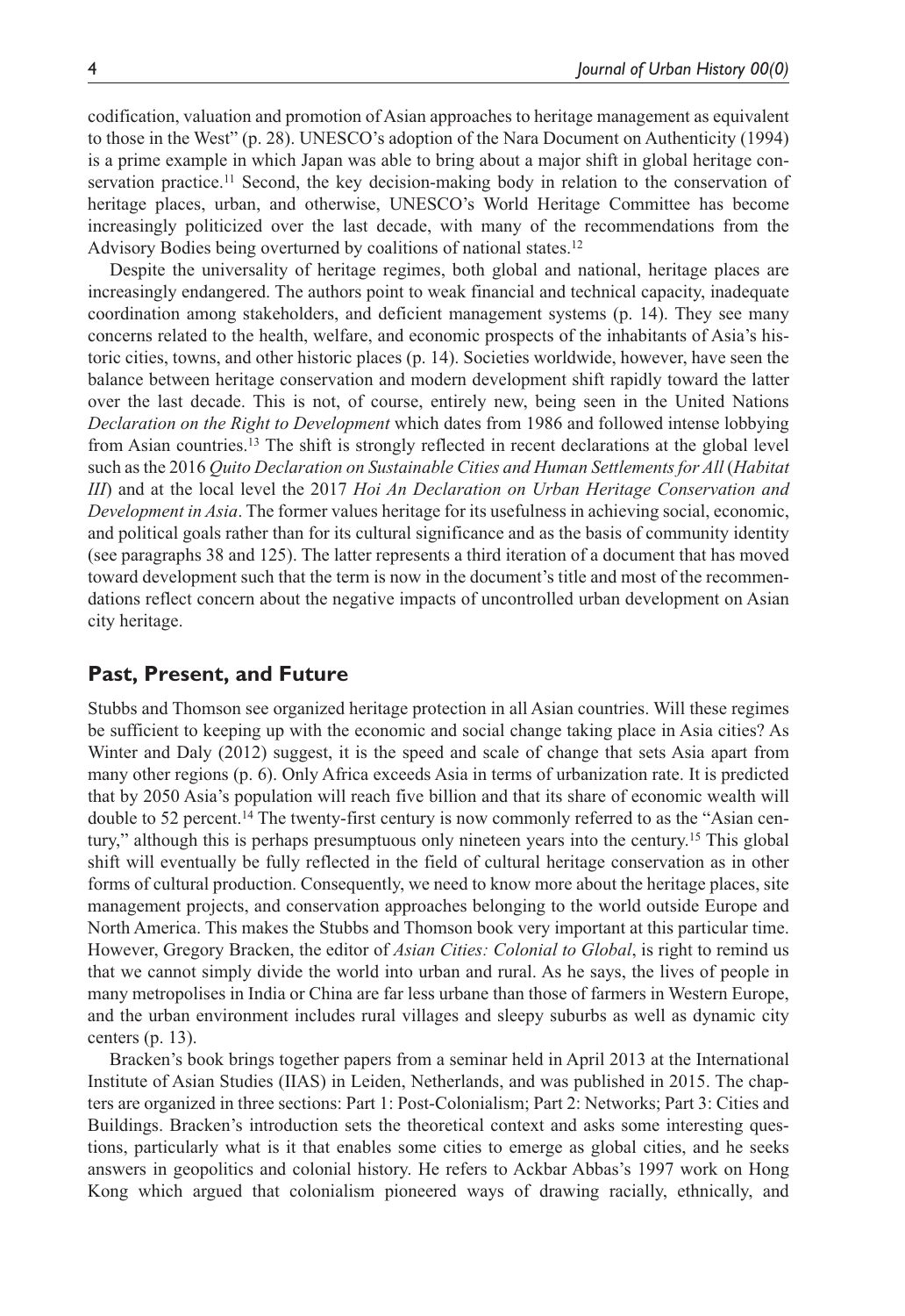codification, valuation and promotion of Asian approaches to heritage management as equivalent to those in the West" (p. 28). UNESCO's adoption of the Nara Document on Authenticity (1994) is a prime example in which Japan was able to bring about a major shift in global heritage conservation practice.[11] Second, the key decision-making body in relation to the conservation of heritage places, urban, and otherwise, UNESCO's World Heritage Committee has become increasingly politicized over the last decade, with many of the recommendations from the Advisory Bodies being overturned by coalitions of national states.[12]

Despite the universality of heritage regimes, both global and national, heritage places are increasingly endangered. The authors point to weak financial and technical capacity, inadequate coordination among stakeholders, and deficient management systems (p. 14). They see many concerns related to the health, welfare, and economic prospects of the inhabitants of Asia's historic cities, towns, and other historic places (p. 14). Societies worldwide, however, have seen the balance between heritage conservation and modern development shift rapidly toward the latter over the last decade. This is not, of course, entirely new, being seen in the United Nations *Declaration on the Right to Development* which dates from 1986 and followed intense lobbying from Asian countries.[13] The shift is strongly reflected in recent declarations at the global level such as the 2016 *Quito Declaration on Sustainable Cities and Human Settlements for All* (*Habitat III*) and at the local level the 2017 *Hoi An Declaration on Urban Heritage Conservation and Development in Asia*. The former values heritage for its usefulness in achieving social, economic, and political goals rather than for its cultural significance and as the basis of community identity (see paragraphs 38 and 125). The latter represents a third iteration of a document that has moved toward development such that the term is now in the document's title and most of the recommendations reflect concern about the negative impacts of uncontrolled urban development on Asian city heritage.

## Past, Present, and Future

Stubbs and Thomson see organized heritage protection in all Asian countries. Will these regimes be sufficient to keeping up with the economic and social change taking place in Asia cities? As Winter and Daly (2012) suggest, it is the speed and scale of change that sets Asia apart from many other regions (p. 6). Only Africa exceeds Asia in terms of urbanization rate. It is predicted that by 2050 Asia's population will reach five billion and that its share of economic wealth will double to 52 percent.[14] The twenty-first century is now commonly referred to as the "Asian century," although this is perhaps presumptuous only nineteen years into the century.[15] This global shift will eventually be fully reflected in the field of cultural heritage conservation as in other forms of cultural production. Consequently, we need to know more about the heritage places, site management projects, and conservation approaches belonging to the world outside Europe and North America. This makes the Stubbs and Thomson book very important at this particular time. However, Gregory Bracken, the editor of *Asian Cities: Colonial to Global*, is right to remind us that we cannot simply divide the world into urban and rural. As he says, the lives of people in many metropolises in India or China are far less urbane than those of farmers in Western Europe, and the urban environment includes rural villages and sleepy suburbs as well as dynamic city centers (p. 13).

Bracken's book brings together papers from a seminar held in April 2013 at the International Institute of Asian Studies (IIAS) in Leiden, Netherlands, and was published in 2015. The chapters are organized in three sections: Part 1: Post-Colonialism; Part 2: Networks; Part 3: Cities and Buildings. Bracken's introduction sets the theoretical context and asks some interesting questions, particularly what is it that enables some cities to emerge as global cities, and he seeks answers in geopolitics and colonial history. He refers to Ackbar Abbas's 1997 work on Hong Kong which argued that colonialism pioneered ways of drawing racially, ethnically, and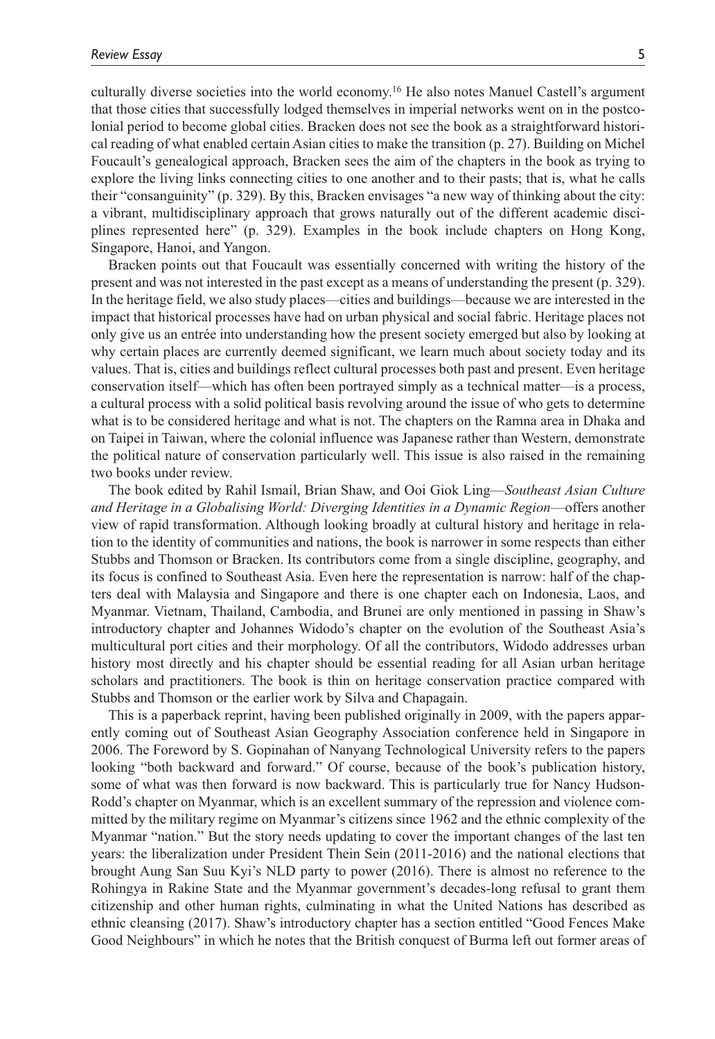culturally diverse societies into the world economy.[16] He also notes Manuel Castell's argument that those cities that successfully lodged themselves in imperial networks went on in the postcolonial period to become global cities. Bracken does not see the book as a straightforward historical reading of what enabled certain Asian cities to make the transition (p. 27). Building on Michel Foucault's genealogical approach, Bracken sees the aim of the chapters in the book as trying to explore the living links connecting cities to one another and to their pasts; that is, what he calls their "consanguinity" (p. 329). By this, Bracken envisages "a new way of thinking about the city: a vibrant, multidisciplinary approach that grows naturally out of the different academic disciplines represented here" (p. 329). Examples in the book include chapters on Hong Kong, Singapore, Hanoi, and Yangon.

Bracken points out that Foucault was essentially concerned with writing the history of the present and was not interested in the past except as a means of understanding the present (p. 329). In the heritage field, we also study places—cities and buildings—because we are interested in the impact that historical processes have had on urban physical and social fabric. Heritage places not only give us an entrée into understanding how the present society emerged but also by looking at why certain places are currently deemed significant, we learn much about society today and its values. That is, cities and buildings reflect cultural processes both past and present. Even heritage conservation itself—which has often been portrayed simply as a technical matter—is a process, a cultural process with a solid political basis revolving around the issue of who gets to determine what is to be considered heritage and what is not. The chapters on the Ramna area in Dhaka and on Taipei in Taiwan, where the colonial influence was Japanese rather than Western, demonstrate the political nature of conservation particularly well. This issue is also raised in the remaining two books under review.

The book edited by Rahil Ismail, Brian Shaw, and Ooi Giok Ling—*Southeast Asian Culture and Heritage in a Globalising World: Diverging Identities in a Dynamic Region*—offers another view of rapid transformation. Although looking broadly at cultural history and heritage in relation to the identity of communities and nations, the book is narrower in some respects than either Stubbs and Thomson or Bracken. Its contributors come from a single discipline, geography, and its focus is confined to Southeast Asia. Even here the representation is narrow: half of the chapters deal with Malaysia and Singapore and there is one chapter each on Indonesia, Laos, and Myanmar. Vietnam, Thailand, Cambodia, and Brunei are only mentioned in passing in Shaw's introductory chapter and Johannes Widodo's chapter on the evolution of the Southeast Asia's multicultural port cities and their morphology. Of all the contributors, Widodo addresses urban history most directly and his chapter should be essential reading for all Asian urban heritage scholars and practitioners. The book is thin on heritage conservation practice compared with Stubbs and Thomson or the earlier work by Silva and Chapagain.

This is a paperback reprint, having been published originally in 2009, with the papers apparently coming out of Southeast Asian Geography Association conference held in Singapore in 2006. The Foreword by S. Gopinahan of Nanyang Technological University refers to the papers looking "both backward and forward." Of course, because of the book's publication history, some of what was then forward is now backward. This is particularly true for Nancy Hudson-Rodd's chapter on Myanmar, which is an excellent summary of the repression and violence committed by the military regime on Myanmar's citizens since 1962 and the ethnic complexity of the Myanmar "nation." But the story needs updating to cover the important changes of the last ten years: the liberalization under President Thein Sein (2011-2016) and the national elections that brought Aung San Suu Kyi's NLD party to power (2016). There is almost no reference to the Rohingya in Rakine State and the Myanmar government's decades-long refusal to grant them citizenship and other human rights, culminating in what the United Nations has described as ethnic cleansing (2017). Shaw's introductory chapter has a section entitled "Good Fences Make Good Neighbours" in which he notes that the British conquest of Burma left out former areas of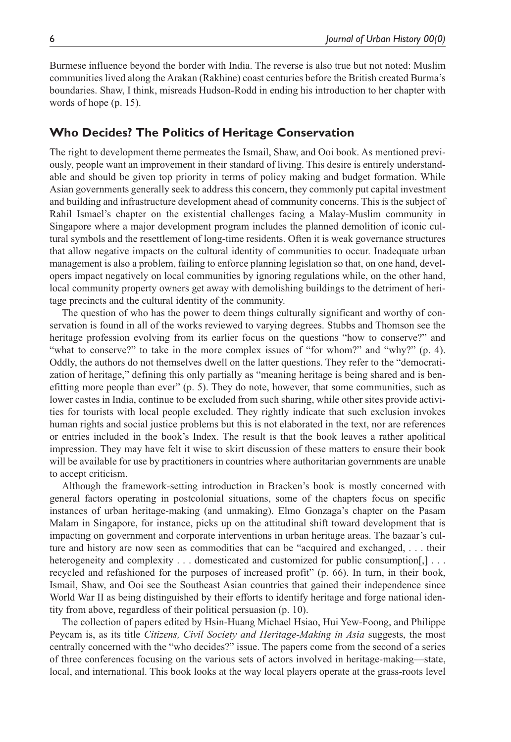Burmese influence beyond the border with India. The reverse is also true but not noted: Muslim communities lived along the Arakan (Rakhine) coast centuries before the British created Burma's boundaries. Shaw, I think, misreads Hudson-Rodd in ending his introduction to her chapter with words of hope (p. 15).

## Who Decides? The Politics of Heritage Conservation

The right to development theme permeates the Ismail, Shaw, and Ooi book. As mentioned previously, people want an improvement in their standard of living. This desire is entirely understandable and should be given top priority in terms of policy making and budget formation. While Asian governments generally seek to address this concern, they commonly put capital investment and building and infrastructure development ahead of community concerns. This is the subject of Rahil Ismael's chapter on the existential challenges facing a Malay-Muslim community in Singapore where a major development program includes the planned demolition of iconic cultural symbols and the resettlement of long-time residents. Often it is weak governance structures that allow negative impacts on the cultural identity of communities to occur. Inadequate urban management is also a problem, failing to enforce planning legislation so that, on one hand, developers impact negatively on local communities by ignoring regulations while, on the other hand, local community property owners get away with demolishing buildings to the detriment of heritage precincts and the cultural identity of the community.

The question of who has the power to deem things culturally significant and worthy of conservation is found in all of the works reviewed to varying degrees. Stubbs and Thomson see the heritage profession evolving from its earlier focus on the questions "how to conserve?" and "what to conserve?" to take in the more complex issues of "for whom?" and "why?" (p. 4). Oddly, the authors do not themselves dwell on the latter questions. They refer to the "democratization of heritage," defining this only partially as "meaning heritage is being shared and is benefitting more people than ever" (p. 5). They do note, however, that some communities, such as lower castes in India, continue to be excluded from such sharing, while other sites provide activities for tourists with local people excluded. They rightly indicate that such exclusion invokes human rights and social justice problems but this is not elaborated in the text, nor are references or entries included in the book's Index. The result is that the book leaves a rather apolitical impression. They may have felt it wise to skirt discussion of these matters to ensure their book will be available for use by practitioners in countries where authoritarian governments are unable to accept criticism.

Although the framework-setting introduction in Bracken's book is mostly concerned with general factors operating in postcolonial situations, some of the chapters focus on specific instances of urban heritage-making (and unmaking). Elmo Gonzaga's chapter on the Pasam Malam in Singapore, for instance, picks up on the attitudinal shift toward development that is impacting on government and corporate interventions in urban heritage areas. The bazaar's culture and history are now seen as commodities that can be "acquired and exchanged, . . . their heterogeneity and complexity . . . domesticated and customized for public consumption[,] . . . recycled and refashioned for the purposes of increased profit" (p. 66). In turn, in their book, Ismail, Shaw, and Ooi see the Southeast Asian countries that gained their independence since World War II as being distinguished by their efforts to identify heritage and forge national identity from above, regardless of their political persuasion (p. 10).

The collection of papers edited by Hsin-Huang Michael Hsiao, Hui Yew-Foong, and Philippe Peycam is, as its title *Citizens, Civil Society and Heritage-Making in Asia* suggests, the most centrally concerned with the "who decides?" issue. The papers come from the second of a series of three conferences focusing on the various sets of actors involved in heritage-making—state, local, and international. This book looks at the way local players operate at the grass-roots level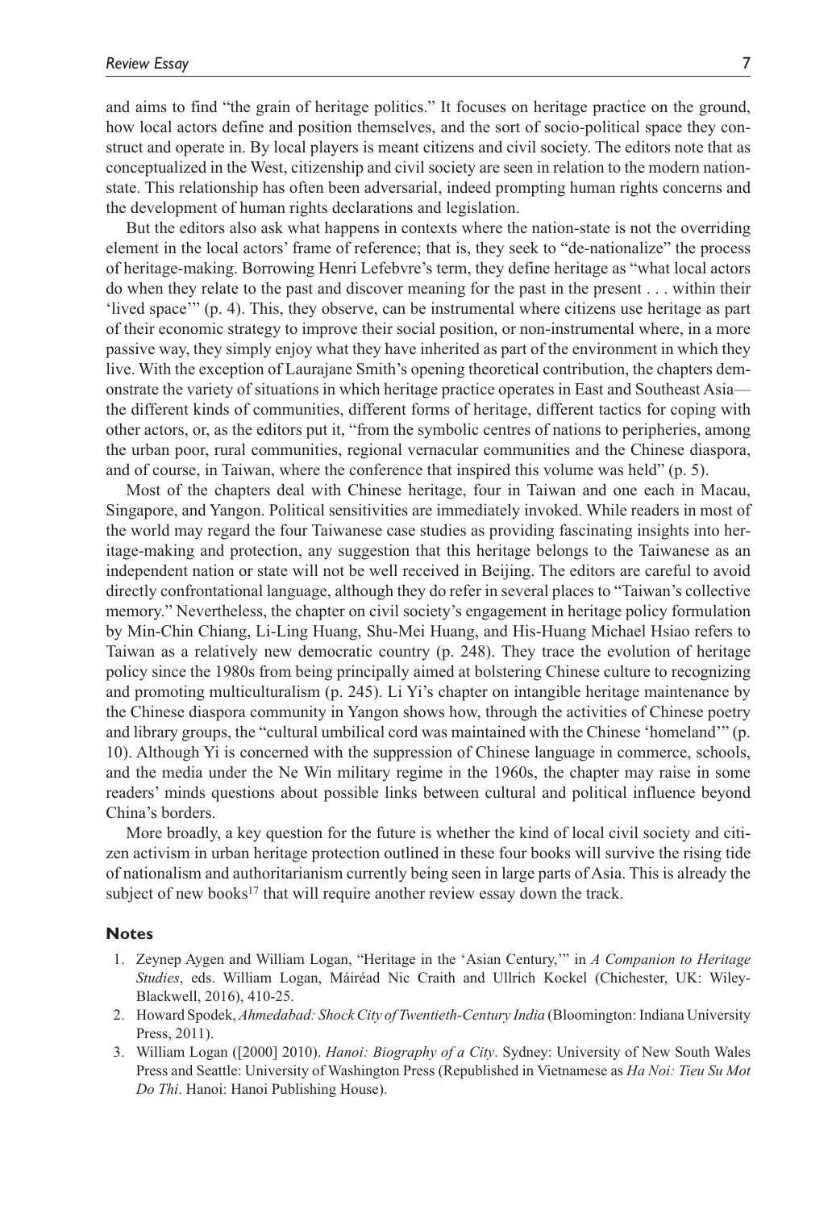and aims to find "the grain of heritage politics." It focuses on heritage practice on the ground, how local actors define and position themselves, and the sort of socio-political space they construct and operate in. By local players is meant citizens and civil society. The editors note that as conceptualized in the West, citizenship and civil society are seen in relation to the modern nation-state. This relationship has often been adversarial, indeed prompting human rights concerns and the development of human rights declarations and legislation.

But the editors also ask what happens in contexts where the nation-state is not the overriding element in the local actors' frame of reference; that is, they seek to "de-nationalize" the process of heritage-making. Borrowing Henri Lefebvre's term, they define heritage as "what local actors do when they relate to the past and discover meaning for the past in the present . . . within their 'lived space'" (p. 4). This, they observe, can be instrumental where citizens use heritage as part of their economic strategy to improve their social position, or non-instrumental where, in a more passive way, they simply enjoy what they have inherited as part of the environment in which they live. With the exception of Laurajane Smith's opening theoretical contribution, the chapters demonstrate the variety of situations in which heritage practice operates in East and Southeast Asia—the different kinds of communities, different forms of heritage, different tactics for coping with other actors, or, as the editors put it, "from the symbolic centres of nations to peripheries, among the urban poor, rural communities, regional vernacular communities and the Chinese diaspora, and of course, in Taiwan, where the conference that inspired this volume was held" (p. 5).

Most of the chapters deal with Chinese heritage, four in Taiwan and one each in Macau, Singapore, and Yangon. Political sensitivities are immediately invoked. While readers in most of the world may regard the four Taiwanese case studies as providing fascinating insights into heritage-making and protection, any suggestion that this heritage belongs to the Taiwanese as an independent nation or state will not be well received in Beijing. The editors are careful to avoid directly confrontational language, although they do refer in several places to "Taiwan's collective memory." Nevertheless, the chapter on civil society's engagement in heritage policy formulation by Min-Chin Chiang, Li-Ling Huang, Shu-Mei Huang, and His-Huang Michael Hsiao refers to Taiwan as a relatively new democratic country (p. 248). They trace the evolution of heritage policy since the 1980s from being principally aimed at bolstering Chinese culture to recognizing and promoting multiculturalism (p. 245). Li Yi's chapter on intangible heritage maintenance by the Chinese diaspora community in Yangon shows how, through the activities of Chinese poetry and library groups, the "cultural umbilical cord was maintained with the Chinese 'homeland'" (p. 10). Although Yi is concerned with the suppression of Chinese language in commerce, schools, and the media under the Ne Win military regime in the 1960s, the chapter may raise in some readers' minds questions about possible links between cultural and political influence beyond China's borders.

More broadly, a key question for the future is whether the kind of local civil society and citizen activism in urban heritage protection outlined in these four books will survive the rising tide of nationalism and authoritarianism currently being seen in large parts of Asia. This is already the subject of new books[17] that will require another review essay down the track.

## Notes

1. Zeynep Aygen and William Logan, "Heritage in the 'Asian Century,'" in *A Companion to Heritage Studies*, eds. William Logan, Máiréad Nic Craith and Ullrich Kockel (Chichester, UK: Wiley-Blackwell, 2016), 410-25.
2. Howard Spodek, *Ahmedabad: Shock City of Twentieth-Century India* (Bloomington: Indiana University Press, 2011).
3. William Logan ([2000] 2010). *Hanoi: Biography of a City*. Sydney: University of New South Wales Press and Seattle: University of Washington Press (Republished in Vietnamese as *Ha Noi: Tieu Su Mot Do Thi*. Hanoi: Hanoi Publishing House).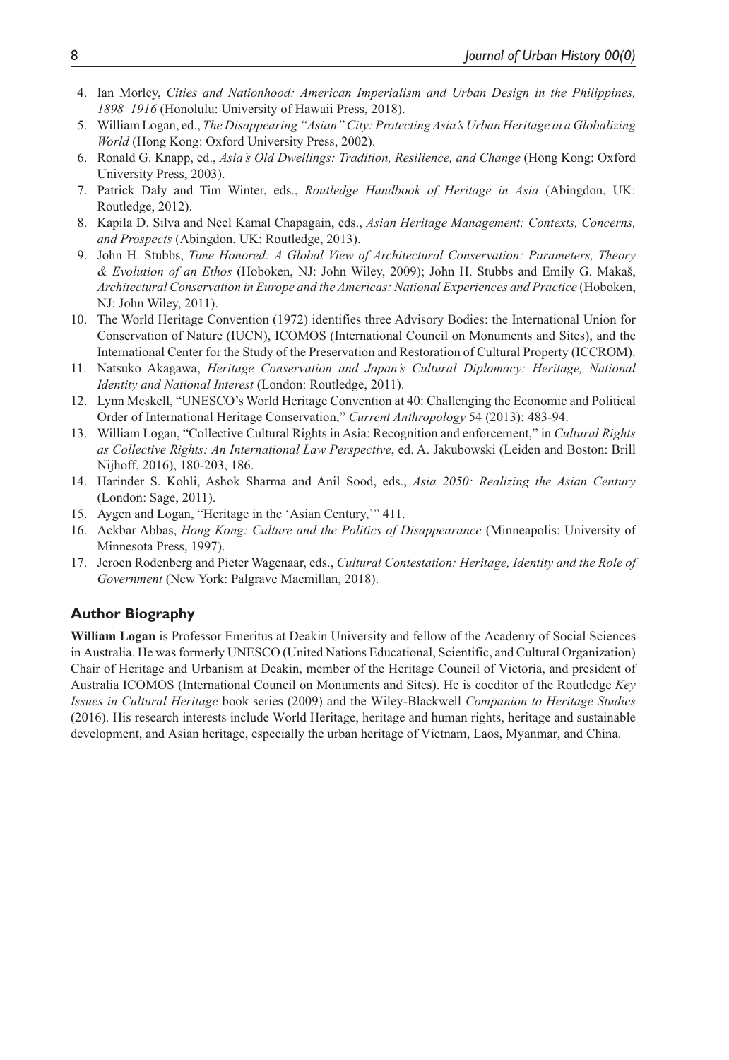4. Ian Morley, *Cities and Nationhood: American Imperialism and Urban Design in the Philippines, 1898–1916* (Honolulu: University of Hawaii Press, 2018).
5. William Logan, ed., *The Disappearing "Asian" City: Protecting Asia's Urban Heritage in a Globalizing World* (Hong Kong: Oxford University Press, 2002).
6. Ronald G. Knapp, ed., *Asia's Old Dwellings: Tradition, Resilience, and Change* (Hong Kong: Oxford University Press, 2003).
7. Patrick Daly and Tim Winter, eds., *Routledge Handbook of Heritage in Asia* (Abingdon, UK: Routledge, 2012).
8. Kapila D. Silva and Neel Kamal Chapagain, eds., *Asian Heritage Management: Contexts, Concerns, and Prospects* (Abingdon, UK: Routledge, 2013).
9. John H. Stubbs, *Time Honored: A Global View of Architectural Conservation: Parameters, Theory & Evolution of an Ethos* (Hoboken, NJ: John Wiley, 2009); John H. Stubbs and Emily G. Makaš, *Architectural Conservation in Europe and the Americas: National Experiences and Practice* (Hoboken, NJ: John Wiley, 2011).
10. The World Heritage Convention (1972) identifies three Advisory Bodies: the International Union for Conservation of Nature (IUCN), ICOMOS (International Council on Monuments and Sites), and the International Center for the Study of the Preservation and Restoration of Cultural Property (ICCROM).
11. Natsuko Akagawa, *Heritage Conservation and Japan's Cultural Diplomacy: Heritage, National Identity and National Interest* (London: Routledge, 2011).
12. Lynn Meskell, "UNESCO's World Heritage Convention at 40: Challenging the Economic and Political Order of International Heritage Conservation," *Current Anthropology* 54 (2013): 483-94.
13. William Logan, "Collective Cultural Rights in Asia: Recognition and enforcement," in *Cultural Rights as Collective Rights: An International Law Perspective*, ed. A. Jakubowski (Leiden and Boston: Brill Nijhoff, 2016), 180-203, 186.
14. Harinder S. Kohli, Ashok Sharma and Anil Sood, eds., *Asia 2050: Realizing the Asian Century* (London: Sage, 2011).
15. Aygen and Logan, "Heritage in the 'Asian Century,'" 411.
16. Ackbar Abbas, *Hong Kong: Culture and the Politics of Disappearance* (Minneapolis: University of Minnesota Press, 1997).
17. Jeroen Rodenberg and Pieter Wagenaar, eds., *Cultural Contestation: Heritage, Identity and the Role of Government* (New York: Palgrave Macmillan, 2018).

## Author Biography

**William Logan** is Professor Emeritus at Deakin University and fellow of the Academy of Social Sciences in Australia. He was formerly UNESCO (United Nations Educational, Scientific, and Cultural Organization) Chair of Heritage and Urbanism at Deakin, member of the Heritage Council of Victoria, and president of Australia ICOMOS (International Council on Monuments and Sites). He is coeditor of the Routledge *Key Issues in Cultural Heritage* book series (2009) and the Wiley-Blackwell *Companion to Heritage Studies* (2016). His research interests include World Heritage, heritage and human rights, heritage and sustainable development, and Asian heritage, especially the urban heritage of Vietnam, Laos, Myanmar, and China.